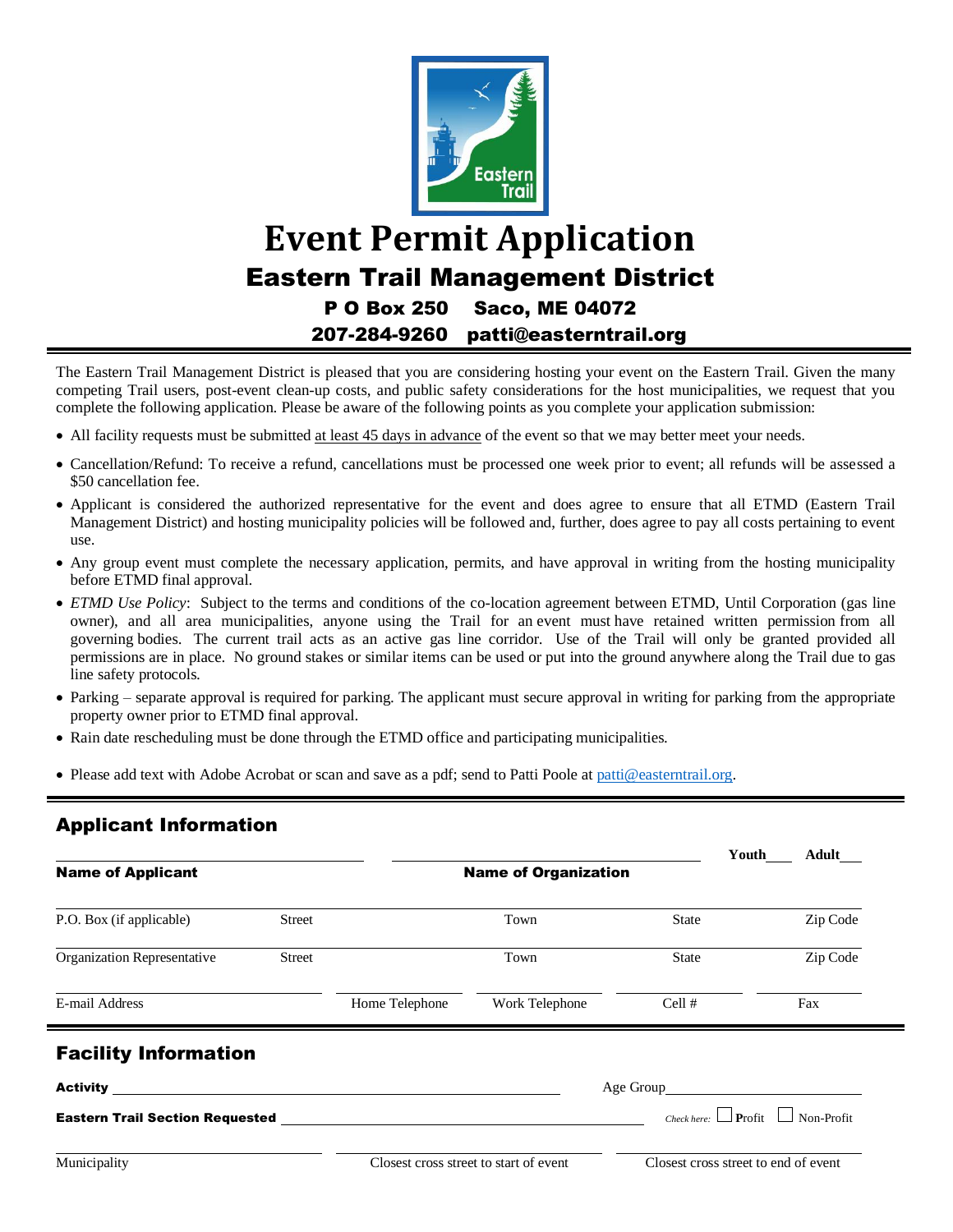# Event Permit Application

## Eastern Trail Management District

**P O Box 250 Saco, ME 04072**

**207-284-9260 patti@easterntrail.org**

The Eastern Trail Management District is pleased that you are considering hosting your event on the Eastern Trail. Given the many competing Trail users, post-event clean-up costs, and public safety considerations for the host municipalities, we request that you complete the following application. Please be aware of the following points as you complete your application submission:

- All facility requests must be submitted at least 45 days in advance of the event so that we may better meet your needs.
- Cancellation/Refund: To receive a refund, cancellations must be processed one week prior to event; all refunds will be assessed a $50 cancellation fee.
- Applicant is considered the authorized representative for the event and does agree to ensure that all ETMD (Eastern Trail Management District) and hosting municipality policies will be followed and, further, does agree to pay all costs pertaining to event use.
- Any group event must complete the necessary application, permits, and have approval in writing from the hosting municipality before ETMD final approval.
- *ETMD Use Policy*: Subject to the terms and conditions of the co-location agreement between ETMD, Until Corporation (gas line owner), and all area municipalities, anyone using the Trail for an event must have retained written permission from all governing bodies. The current trail acts as an active gas line corridor. Use of the Trail will only be granted provided all permissions are in place. No ground stakes or similar items can be used or put into the ground anywhere along the Trail due to gas line safety protocols.
- Parking – separate approval is required for parking. The applicant must secure approval in writing for parking from the appropriate property owner prior to ETMD final approval.
- Rain date rescheduling must be done through the ETMD office and participating municipalities.
- Please add text with Adobe Acrobat or scan and save as a pdf; send to Patti Poole at patti@easterntrail.org.

## Applicant Information

**Name of Applicant** ____________ **Name of Organization** ____________ Youth___ Adult___

P.O. Box (if applicable) ____ Street ____ Town ____ State ____ Zip Code ____

Organization Representative ____ Street ____ Town ____ State ____ Zip Code ____

E-mail Address ____ Home Telephone ____ Work Telephone ____ Cell # ____ Fax ____

## Facility Information

**Activity** ____________ Age Group ____________

**Eastern Trail Section Requested** ____________ *Check here:* ☐ **P**rofit ☐ Non-Profit

Municipality ____ Closest cross street to start of event ____ Closest cross street to end of event ____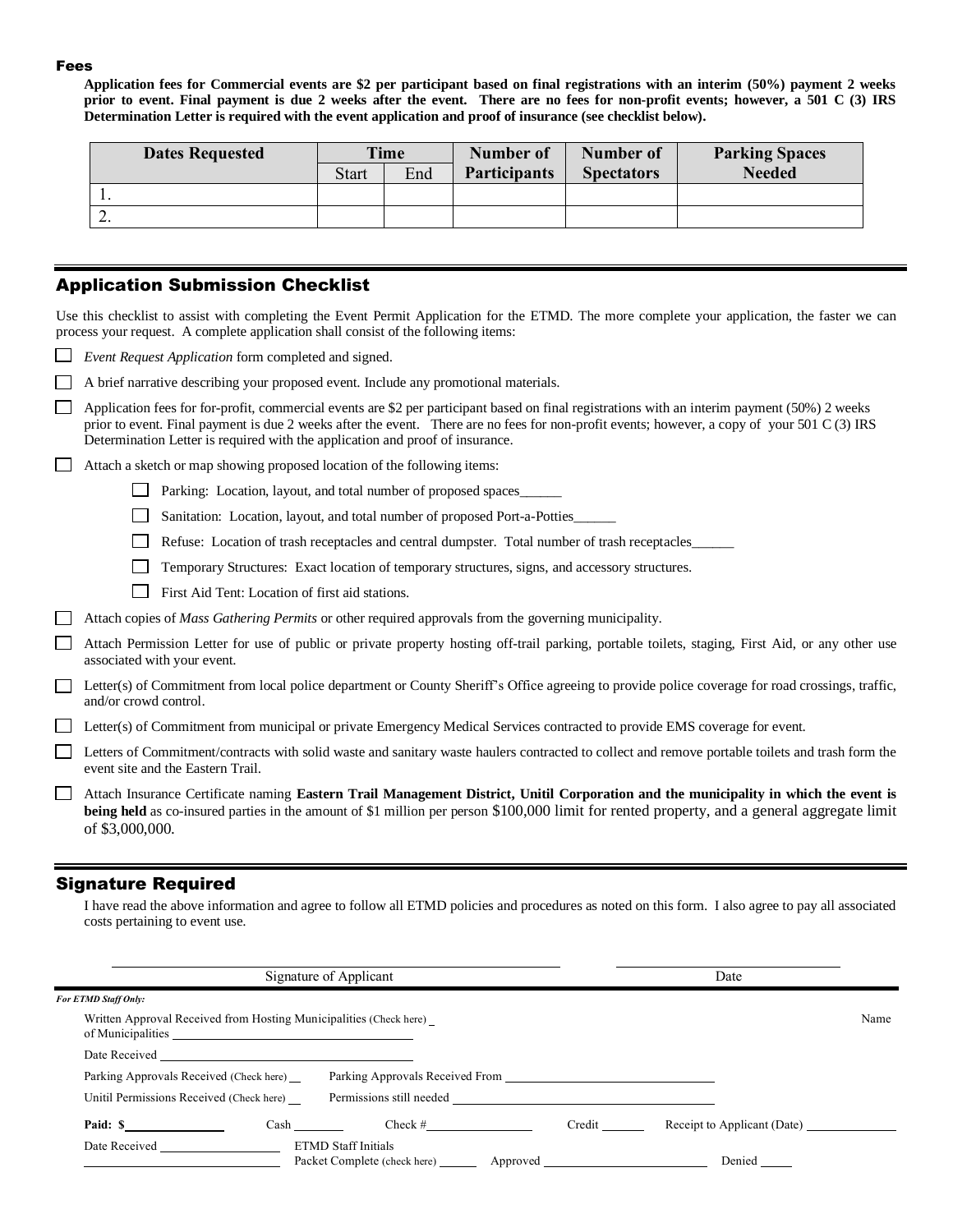## Fees

**Application fees for Commercial events are $2 per participant based on final registrations with an interim (50%) payment 2 weeks prior to event. Final payment is due 2 weeks after the event. There are no fees for non-profit events; however, a 501 C (3) IRS Determination Letter is required with the event application and proof of insurance (see checklist below).**

| Dates Requested | Time | | Number of Participants | Number of Spectators | Parking Spaces Needed |
|---|---|---|---|---|---|
| | Start | End | | | |
| 1. | | | | | |
| 2. | | | | | |

## Application Submission Checklist

Use this checklist to assist with completing the Event Permit Application for the ETMD. The more complete your application, the faster we can process your request. A complete application shall consist of the following items:

- ☐ *Event Request Application* form completed and signed.
- ☐ A brief narrative describing your proposed event. Include any promotional materials.
- ☐ Application fees for for-profit, commercial events are $2 per participant based on final registrations with an interim payment (50%) 2 weeks prior to event. Final payment is due 2 weeks after the event. There are no fees for non-profit events; however, a copy of your 501 C (3) IRS Determination Letter is required with the application and proof of insurance.
- ☐ Attach a sketch or map showing proposed location of the following items:
  - ☐ Parking: Location, layout, and total number of proposed spaces______
  - ☐ Sanitation: Location, layout, and total number of proposed Port-a-Potties______
  - ☐ Refuse: Location of trash receptacles and central dumpster. Total number of trash receptacles______
  - ☐ Temporary Structures: Exact location of temporary structures, signs, and accessory structures.
  - ☐ First Aid Tent: Location of first aid stations.
- ☐ Attach copies of *Mass Gathering Permits* or other required approvals from the governing municipality.
- ☐ Attach Permission Letter for use of public or private property hosting off-trail parking, portable toilets, staging, First Aid, or any other use associated with your event.
- ☐ Letter(s) of Commitment from local police department or County Sheriff's Office agreeing to provide police coverage for road crossings, traffic, and/or crowd control.
- ☐ Letter(s) of Commitment from municipal or private Emergency Medical Services contracted to provide EMS coverage for event.
- ☐ Letters of Commitment/contracts with solid waste and sanitary waste haulers contracted to collect and remove portable toilets and trash form the event site and the Eastern Trail.
- ☐ Attach Insurance Certificate naming **Eastern Trail Management District, Unitil Corporation and the municipality in which the event is being held** as co-insured parties in the amount of $1 million per person $100,000 limit for rented property, and a general aggregate limit of $3,000,000.

## Signature Required

I have read the above information and agree to follow all ETMD policies and procedures as noted on this form. I also agree to pay all associated costs pertaining to event use.

______________________________ Signature of Applicant          ______________________ Date

***For ETMD Staff Only:***

Written Approval Received from Hosting Municipalities (Check here) _ Name of Municipalities ____________________

Date Received ____________________

Parking Approvals Received (Check here) __ Parking Approvals Received From ____________________

Unitil Permissions Received (Check here) __ Permissions still needed ____________________

**Paid: $**__________ Cash ______ Check #__________ Credit ______ Receipt to Applicant (Date) __________

Date Received __________ ETMD Staff Initials

__________ Packet Complete (check here) ______ Approved __________ Denied _____